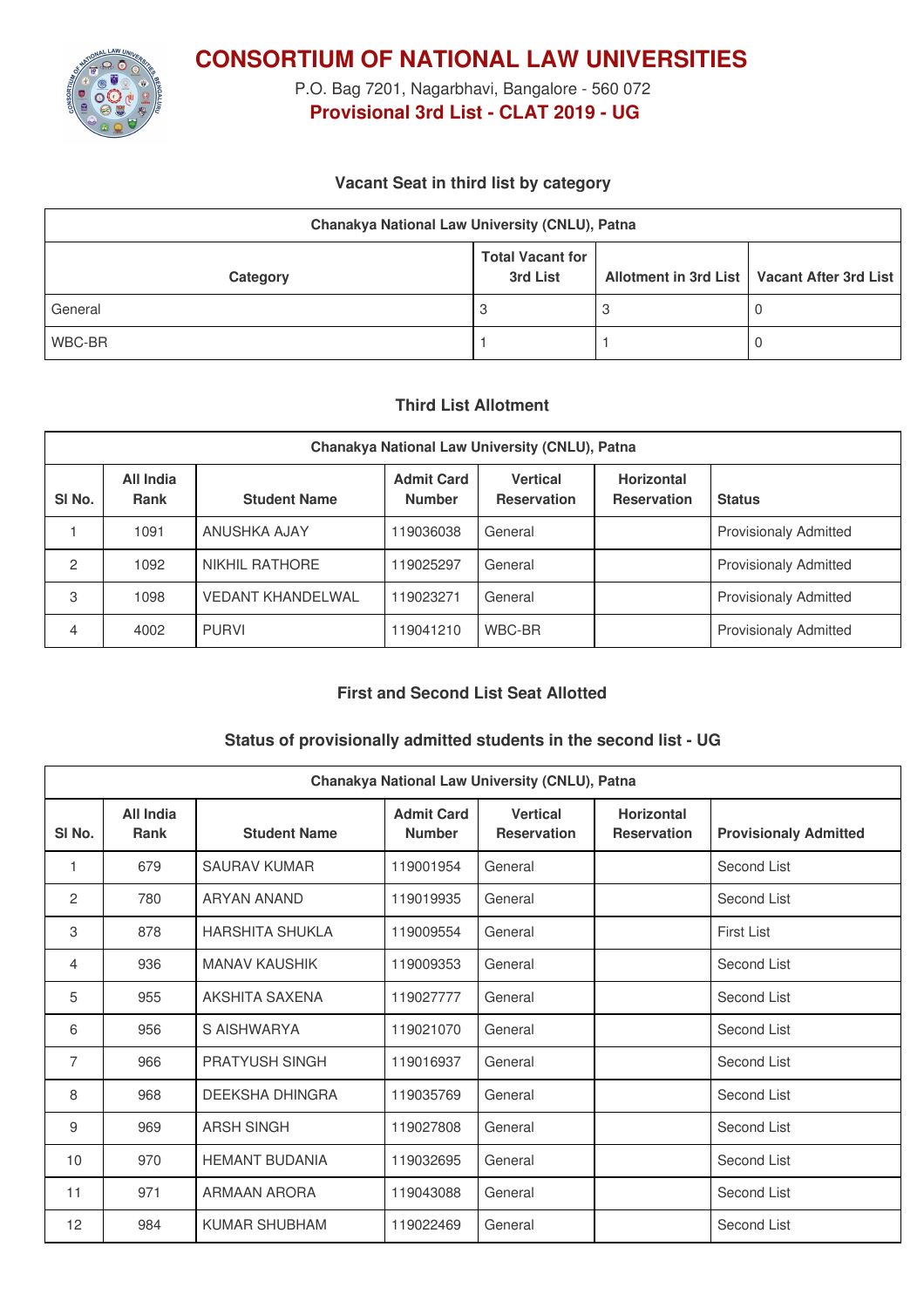# CONSORTIUM OF NATIONAL LAW UNIVERSITIES

P.O. Bag 7201, Nagarbhavi, Bangalore - 560 072

**Provisional 3rd List - CLAT 2019 - UG**

### Vacant Seat in third list by category

| Chanakya National Law University (CNLU), Patna | | | |
|---|---|---|---|
| **Category** | **Total Vacant for 3rd List** | **Allotment in 3rd List** | **Vacant After 3rd List** |
| General | 3 | 3 | 0 |
| WBC-BR | 1 | 1 | 0 |

### Third List Allotment

| Chanakya National Law University (CNLU), Patna | | | | | | |
|---|---|---|---|---|---|---|
| **Sl No.** | **All India Rank** | **Student Name** | **Admit Card Number** | **Vertical Reservation** | **Horizontal Reservation** | **Status** |
| 1 | 1091 | ANUSHKA AJAY | 119036038 | General | | Provisionaly Admitted |
| 2 | 1092 | NIKHIL RATHORE | 119025297 | General | | Provisionaly Admitted |
| 3 | 1098 | VEDANT KHANDELWAL | 119023271 | General | | Provisionaly Admitted |
| 4 | 4002 | PURVI | 119041210 | WBC-BR | | Provisionaly Admitted |

### First and Second List Seat Allotted

### Status of provisionally admitted students in the second list - UG

| Chanakya National Law University (CNLU), Patna | | | | | | |
|---|---|---|---|---|---|---|
| **Sl No.** | **All India Rank** | **Student Name** | **Admit Card Number** | **Vertical Reservation** | **Horizontal Reservation** | **Provisionaly Admitted** |
| 1 | 679 | SAURAV KUMAR | 119001954 | General | | Second List |
| 2 | 780 | ARYAN ANAND | 119019935 | General | | Second List |
| 3 | 878 | HARSHITA SHUKLA | 119009554 | General | | First List |
| 4 | 936 | MANAV KAUSHIK | 119009353 | General | | Second List |
| 5 | 955 | AKSHITA SAXENA | 119027777 | General | | Second List |
| 6 | 956 | S AISHWARYA | 119021070 | General | | Second List |
| 7 | 966 | PRATYUSH SINGH | 119016937 | General | | Second List |
| 8 | 968 | DEEKSHA DHINGRA | 119035769 | General | | Second List |
| 9 | 969 | ARSH SINGH | 119027808 | General | | Second List |
| 10 | 970 | HEMANT BUDANIA | 119032695 | General | | Second List |
| 11 | 971 | ARMAAN ARORA | 119043088 | General | | Second List |
| 12 | 984 | KUMAR SHUBHAM | 119022469 | General | | Second List |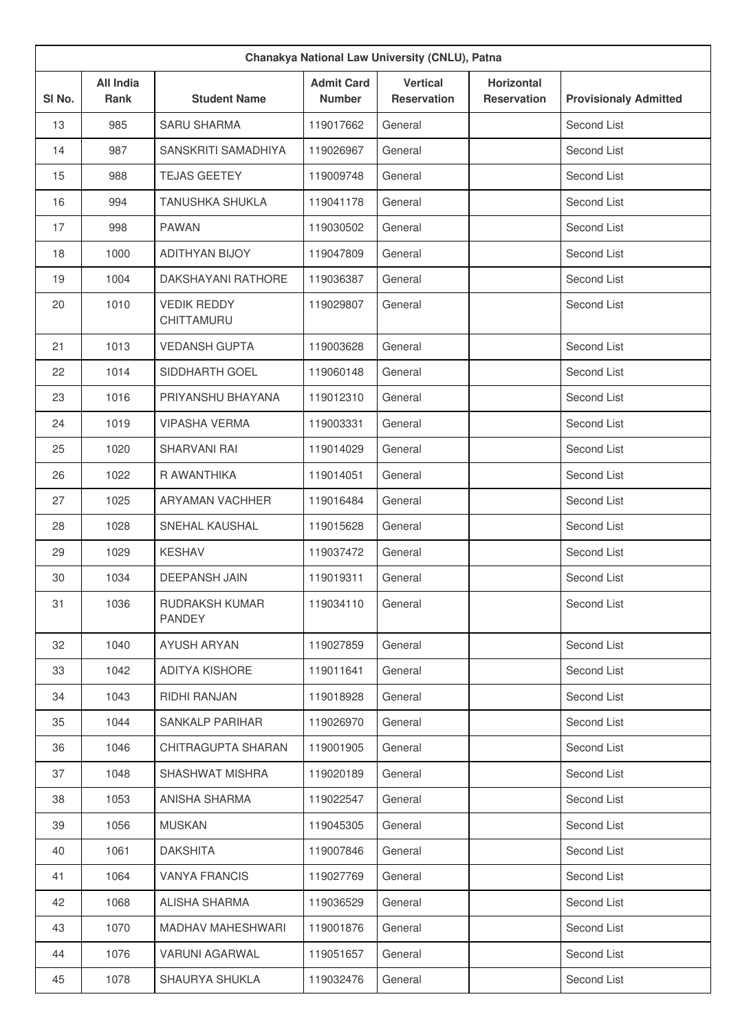| Chanakya National Law University (CNLU), Patna | | | | | | |
|---|---|---|---|---|---|---|
| Sl No. | All India Rank | Student Name | Admit Card Number | Vertical Reservation | Horizontal Reservation | Provisionaly Admitted |
| 13 | 985 | SARU SHARMA | 119017662 | General | | Second List |
| 14 | 987 | SANSKRITI SAMADHIYA | 119026967 | General | | Second List |
| 15 | 988 | TEJAS GEETEY | 119009748 | General | | Second List |
| 16 | 994 | TANUSHKA SHUKLA | 119041178 | General | | Second List |
| 17 | 998 | PAWAN | 119030502 | General | | Second List |
| 18 | 1000 | ADITHYAN BIJOY | 119047809 | General | | Second List |
| 19 | 1004 | DAKSHAYANI RATHORE | 119036387 | General | | Second List |
| 20 | 1010 | VEDIK REDDY CHITTAMURU | 119029807 | General | | Second List |
| 21 | 1013 | VEDANSH GUPTA | 119003628 | General | | Second List |
| 22 | 1014 | SIDDHARTH GOEL | 119060148 | General | | Second List |
| 23 | 1016 | PRIYANSHU BHAYANA | 119012310 | General | | Second List |
| 24 | 1019 | VIPASHA VERMA | 119003331 | General | | Second List |
| 25 | 1020 | SHARVANI RAI | 119014029 | General | | Second List |
| 26 | 1022 | R AWANTHIKA | 119014051 | General | | Second List |
| 27 | 1025 | ARYAMAN VACHHER | 119016484 | General | | Second List |
| 28 | 1028 | SNEHAL KAUSHAL | 119015628 | General | | Second List |
| 29 | 1029 | KESHAV | 119037472 | General | | Second List |
| 30 | 1034 | DEEPANSH JAIN | 119019311 | General | | Second List |
| 31 | 1036 | RUDRAKSH KUMAR PANDEY | 119034110 | General | | Second List |
| 32 | 1040 | AYUSH ARYAN | 119027859 | General | | Second List |
| 33 | 1042 | ADITYA KISHORE | 119011641 | General | | Second List |
| 34 | 1043 | RIDHI RANJAN | 119018928 | General | | Second List |
| 35 | 1044 | SANKALP PARIHAR | 119026970 | General | | Second List |
| 36 | 1046 | CHITRAGUPTA SHARAN | 119001905 | General | | Second List |
| 37 | 1048 | SHASHWAT MISHRA | 119020189 | General | | Second List |
| 38 | 1053 | ANISHA SHARMA | 119022547 | General | | Second List |
| 39 | 1056 | MUSKAN | 119045305 | General | | Second List |
| 40 | 1061 | DAKSHITA | 119007846 | General | | Second List |
| 41 | 1064 | VANYA FRANCIS | 119027769 | General | | Second List |
| 42 | 1068 | ALISHA SHARMA | 119036529 | General | | Second List |
| 43 | 1070 | MADHAV MAHESHWARI | 119001876 | General | | Second List |
| 44 | 1076 | VARUNI AGARWAL | 119051657 | General | | Second List |
| 45 | 1078 | SHAURYA SHUKLA | 119032476 | General | | Second List |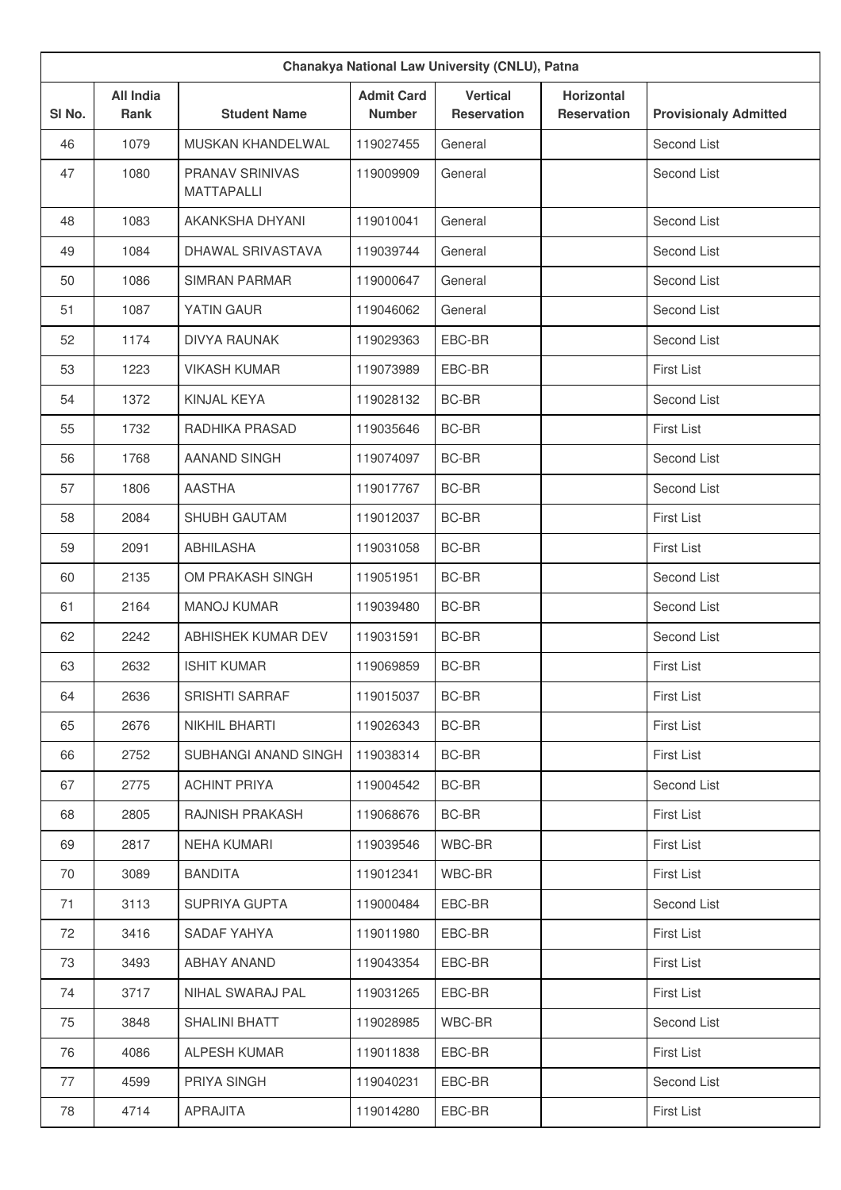| Chanakya National Law University (CNLU), Patna | | | | | | |
|---|---|---|---|---|---|---|
| Sl No. | All India Rank | Student Name | Admit Card Number | Vertical Reservation | Horizontal Reservation | Provisionaly Admitted |
| 46 | 1079 | MUSKAN KHANDELWAL | 119027455 | General | | Second List |
| 47 | 1080 | PRANAV SRINIVAS MATTAPALLI | 119009909 | General | | Second List |
| 48 | 1083 | AKANKSHA DHYANI | 119010041 | General | | Second List |
| 49 | 1084 | DHAWAL SRIVASTAVA | 119039744 | General | | Second List |
| 50 | 1086 | SIMRAN PARMAR | 119000647 | General | | Second List |
| 51 | 1087 | YATIN GAUR | 119046062 | General | | Second List |
| 52 | 1174 | DIVYA RAUNAK | 119029363 | EBC-BR | | Second List |
| 53 | 1223 | VIKASH KUMAR | 119073989 | EBC-BR | | First List |
| 54 | 1372 | KINJAL KEYA | 119028132 | BC-BR | | Second List |
| 55 | 1732 | RADHIKA PRASAD | 119035646 | BC-BR | | First List |
| 56 | 1768 | AANAND SINGH | 119074097 | BC-BR | | Second List |
| 57 | 1806 | AASTHA | 119017767 | BC-BR | | Second List |
| 58 | 2084 | SHUBH GAUTAM | 119012037 | BC-BR | | First List |
| 59 | 2091 | ABHILASHA | 119031058 | BC-BR | | First List |
| 60 | 2135 | OM PRAKASH SINGH | 119051951 | BC-BR | | Second List |
| 61 | 2164 | MANOJ KUMAR | 119039480 | BC-BR | | Second List |
| 62 | 2242 | ABHISHEK KUMAR DEV | 119031591 | BC-BR | | Second List |
| 63 | 2632 | ISHIT KUMAR | 119069859 | BC-BR | | First List |
| 64 | 2636 | SRISHTI SARRAF | 119015037 | BC-BR | | First List |
| 65 | 2676 | NIKHIL BHARTI | 119026343 | BC-BR | | First List |
| 66 | 2752 | SUBHANGI ANAND SINGH | 119038314 | BC-BR | | First List |
| 67 | 2775 | ACHINT PRIYA | 119004542 | BC-BR | | Second List |
| 68 | 2805 | RAJNISH PRAKASH | 119068676 | BC-BR | | First List |
| 69 | 2817 | NEHA KUMARI | 119039546 | WBC-BR | | First List |
| 70 | 3089 | BANDITA | 119012341 | WBC-BR | | First List |
| 71 | 3113 | SUPRIYA GUPTA | 119000484 | EBC-BR | | Second List |
| 72 | 3416 | SADAF YAHYA | 119011980 | EBC-BR | | First List |
| 73 | 3493 | ABHAY ANAND | 119043354 | EBC-BR | | First List |
| 74 | 3717 | NIHAL SWARAJ PAL | 119031265 | EBC-BR | | First List |
| 75 | 3848 | SHALINI BHATT | 119028985 | WBC-BR | | Second List |
| 76 | 4086 | ALPESH KUMAR | 119011838 | EBC-BR | | First List |
| 77 | 4599 | PRIYA SINGH | 119040231 | EBC-BR | | Second List |
| 78 | 4714 | APRAJITA | 119014280 | EBC-BR | | First List |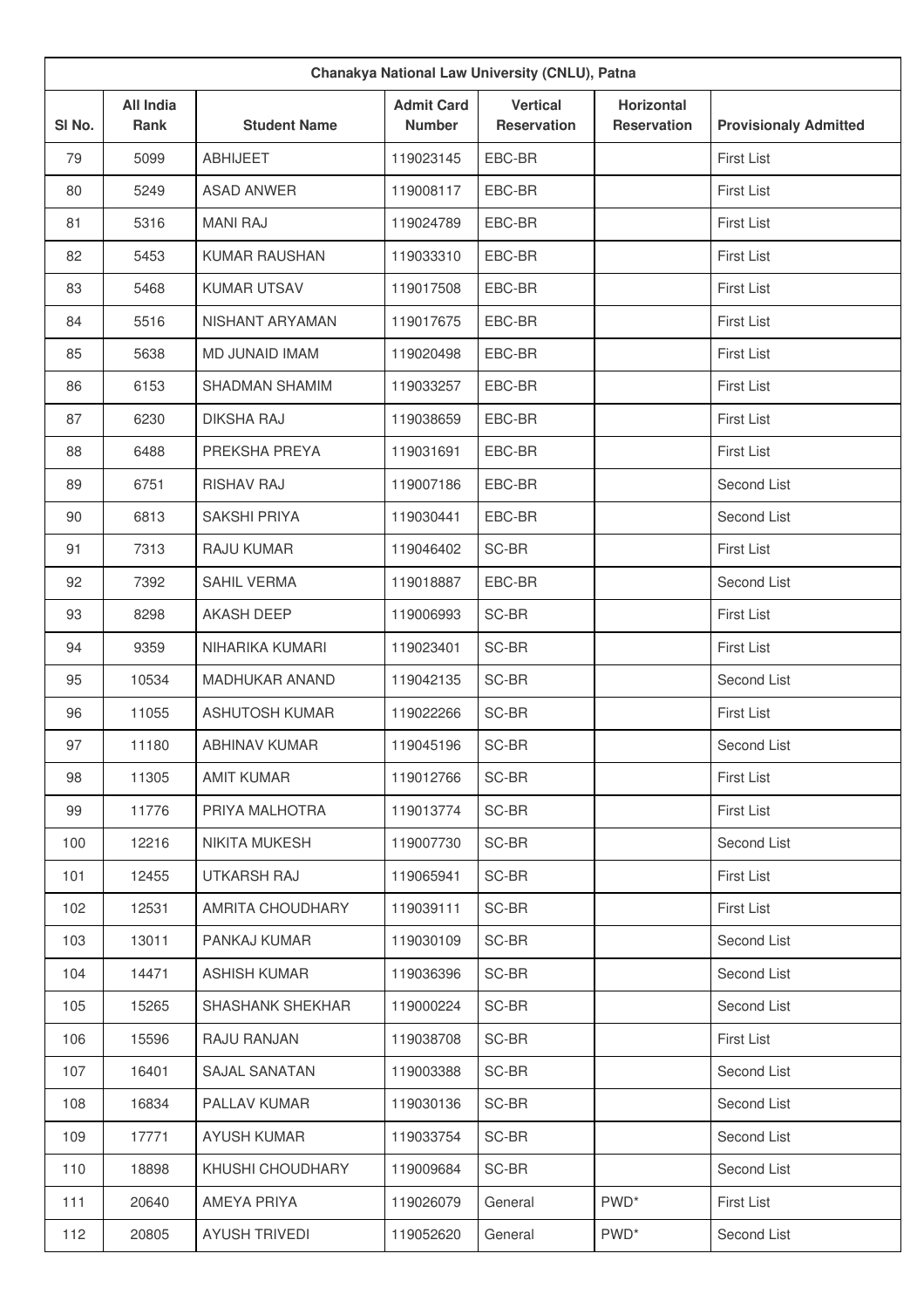| Chanakya National Law University (CNLU), Patna | | | | | | |
|---|---|---|---|---|---|---|
| Sl No. | All India Rank | Student Name | Admit Card Number | Vertical Reservation | Horizontal Reservation | Provisionaly Admitted |
| 79 | 5099 | ABHIJEET | 119023145 | EBC-BR | | First List |
| 80 | 5249 | ASAD ANWER | 119008117 | EBC-BR | | First List |
| 81 | 5316 | MANI RAJ | 119024789 | EBC-BR | | First List |
| 82 | 5453 | KUMAR RAUSHAN | 119033310 | EBC-BR | | First List |
| 83 | 5468 | KUMAR UTSAV | 119017508 | EBC-BR | | First List |
| 84 | 5516 | NISHANT ARYAMAN | 119017675 | EBC-BR | | First List |
| 85 | 5638 | MD JUNAID IMAM | 119020498 | EBC-BR | | First List |
| 86 | 6153 | SHADMAN SHAMIM | 119033257 | EBC-BR | | First List |
| 87 | 6230 | DIKSHA RAJ | 119038659 | EBC-BR | | First List |
| 88 | 6488 | PREKSHA PREYA | 119031691 | EBC-BR | | First List |
| 89 | 6751 | RISHAV RAJ | 119007186 | EBC-BR | | Second List |
| 90 | 6813 | SAKSHI PRIYA | 119030441 | EBC-BR | | Second List |
| 91 | 7313 | RAJU KUMAR | 119046402 | SC-BR | | First List |
| 92 | 7392 | SAHIL VERMA | 119018887 | EBC-BR | | Second List |
| 93 | 8298 | AKASH DEEP | 119006993 | SC-BR | | First List |
| 94 | 9359 | NIHARIKA KUMARI | 119023401 | SC-BR | | First List |
| 95 | 10534 | MADHUKAR ANAND | 119042135 | SC-BR | | Second List |
| 96 | 11055 | ASHUTOSH KUMAR | 119022266 | SC-BR | | First List |
| 97 | 11180 | ABHINAV KUMAR | 119045196 | SC-BR | | Second List |
| 98 | 11305 | AMIT KUMAR | 119012766 | SC-BR | | First List |
| 99 | 11776 | PRIYA MALHOTRA | 119013774 | SC-BR | | First List |
| 100 | 12216 | NIKITA MUKESH | 119007730 | SC-BR | | Second List |
| 101 | 12455 | UTKARSH RAJ | 119065941 | SC-BR | | First List |
| 102 | 12531 | AMRITA CHOUDHARY | 119039111 | SC-BR | | First List |
| 103 | 13011 | PANKAJ KUMAR | 119030109 | SC-BR | | Second List |
| 104 | 14471 | ASHISH KUMAR | 119036396 | SC-BR | | Second List |
| 105 | 15265 | SHASHANK SHEKHAR | 119000224 | SC-BR | | Second List |
| 106 | 15596 | RAJU RANJAN | 119038708 | SC-BR | | First List |
| 107 | 16401 | SAJAL SANATAN | 119003388 | SC-BR | | Second List |
| 108 | 16834 | PALLAV KUMAR | 119030136 | SC-BR | | Second List |
| 109 | 17771 | AYUSH KUMAR | 119033754 | SC-BR | | Second List |
| 110 | 18898 | KHUSHI CHOUDHARY | 119009684 | SC-BR | | Second List |
| 111 | 20640 | AMEYA PRIYA | 119026079 | General | PWD* | First List |
| 112 | 20805 | AYUSH TRIVEDI | 119052620 | General | PWD* | Second List |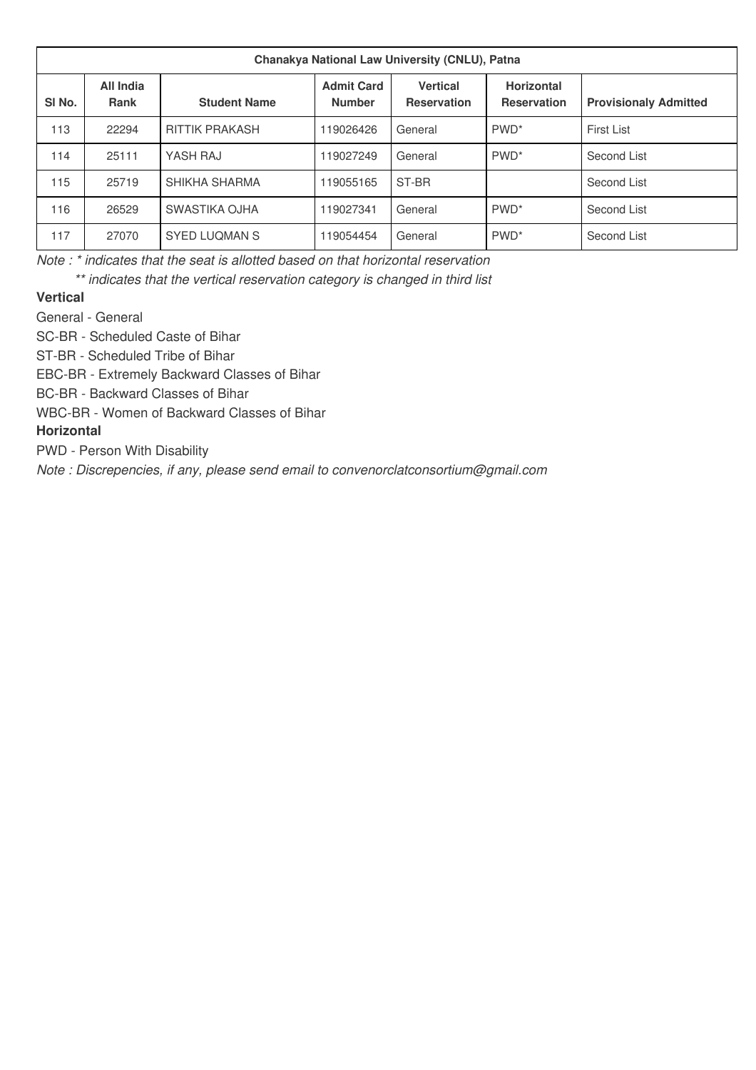| Chanakya National Law University (CNLU), Patna | | | | | | |
|---|---|---|---|---|---|---|
| Sl No. | All India Rank | Student Name | Admit Card Number | Vertical Reservation | Horizontal Reservation | Provisionaly Admitted |
| 113 | 22294 | RITTIK PRAKASH | 119026426 | General | PWD* | First List |
| 114 | 25111 | YASH RAJ | 119027249 | General | PWD* | Second List |
| 115 | 25719 | SHIKHA SHARMA | 119055165 | ST-BR | | Second List |
| 116 | 26529 | SWASTIKA OJHA | 119027341 | General | PWD* | Second List |
| 117 | 27070 | SYED LUQMAN S | 119054454 | General | PWD* | Second List |

*Note : * indicates that the seat is allotted based on that horizontal reservation*

*\*\* indicates that the vertical reservation category is changed in third list*

**Vertical**

General - General

SC-BR - Scheduled Caste of Bihar

ST-BR - Scheduled Tribe of Bihar

EBC-BR - Extremely Backward Classes of Bihar

BC-BR - Backward Classes of Bihar

WBC-BR - Women of Backward Classes of Bihar

**Horizontal**

PWD - Person With Disability

*Note : Discrepencies, if any, please send email to convenorclatconsortium@gmail.com*